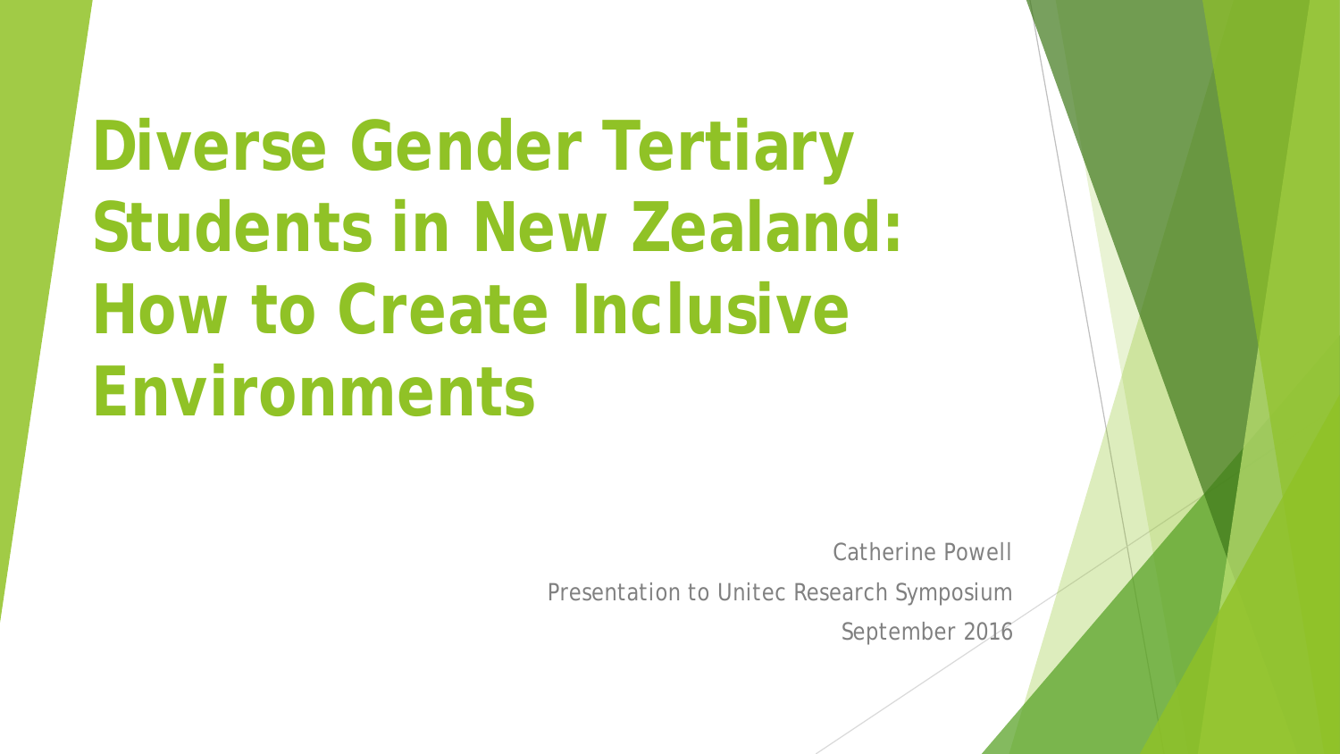# Diverse Gender Tertiary Students in New Zealand: How to Create Inclusive Environments

Catherine Powell

Presentation to Unitec Research Symposium

September 2016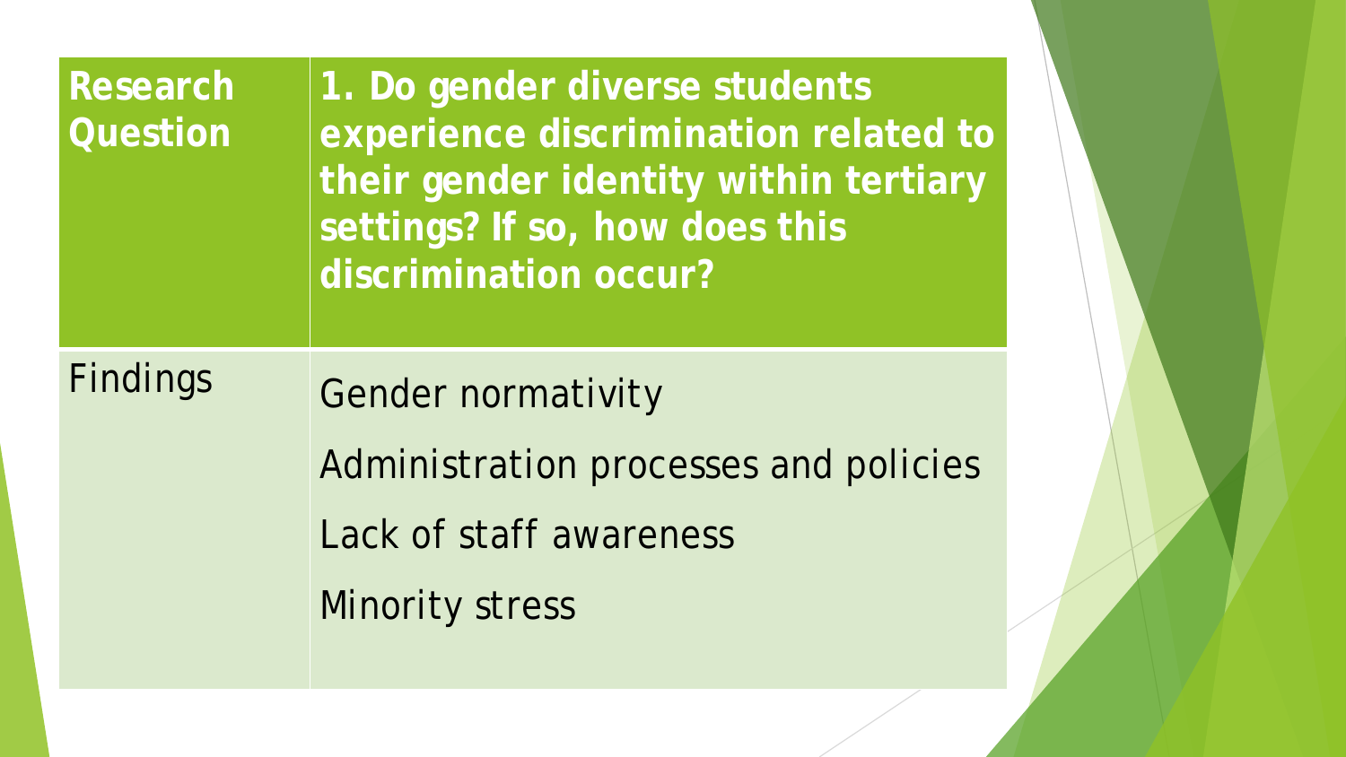| Research Question | 1. Do gender diverse students experience discrimination related to their gender identity within tertiary settings? If so, how does this discrimination occur? |
| --- | --- |
| Findings | Gender normativity<br>Administration processes and policies<br>Lack of staff awareness<br>Minority stress |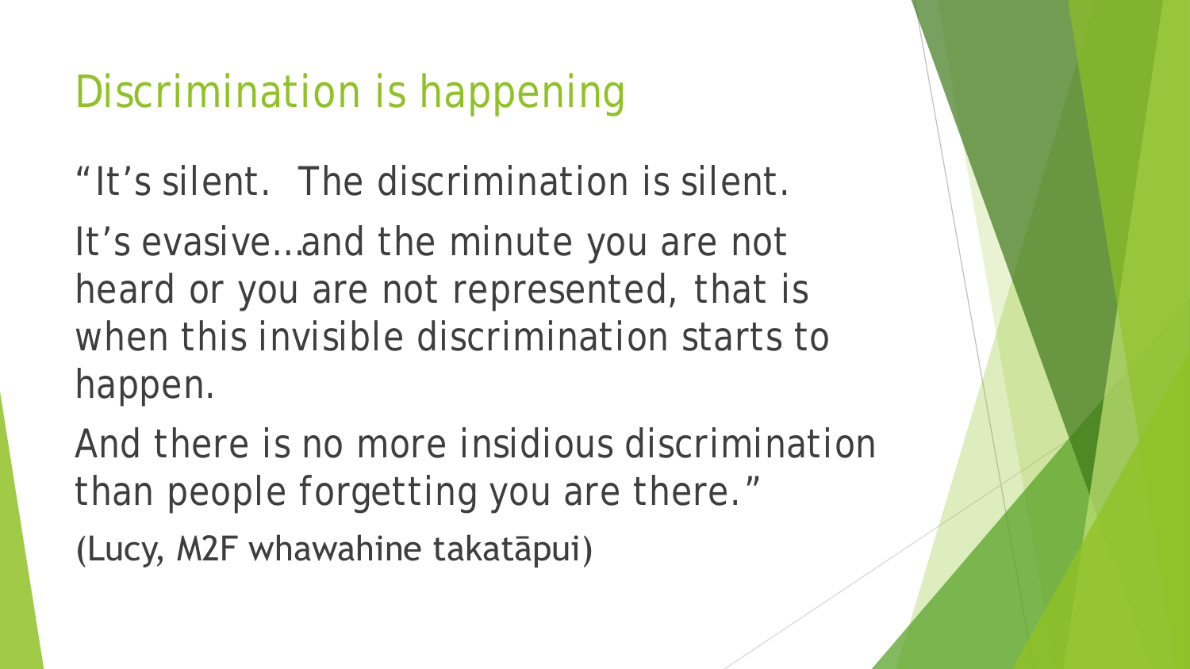# Discrimination is happening

"It's silent. The discrimination is silent.

It's evasive…and the minute you are not heard or you are not represented, that is when this invisible discrimination starts to happen.

And there is no more insidious discrimination than people forgetting you are there."

(Lucy, M2F whawahine takatāpui)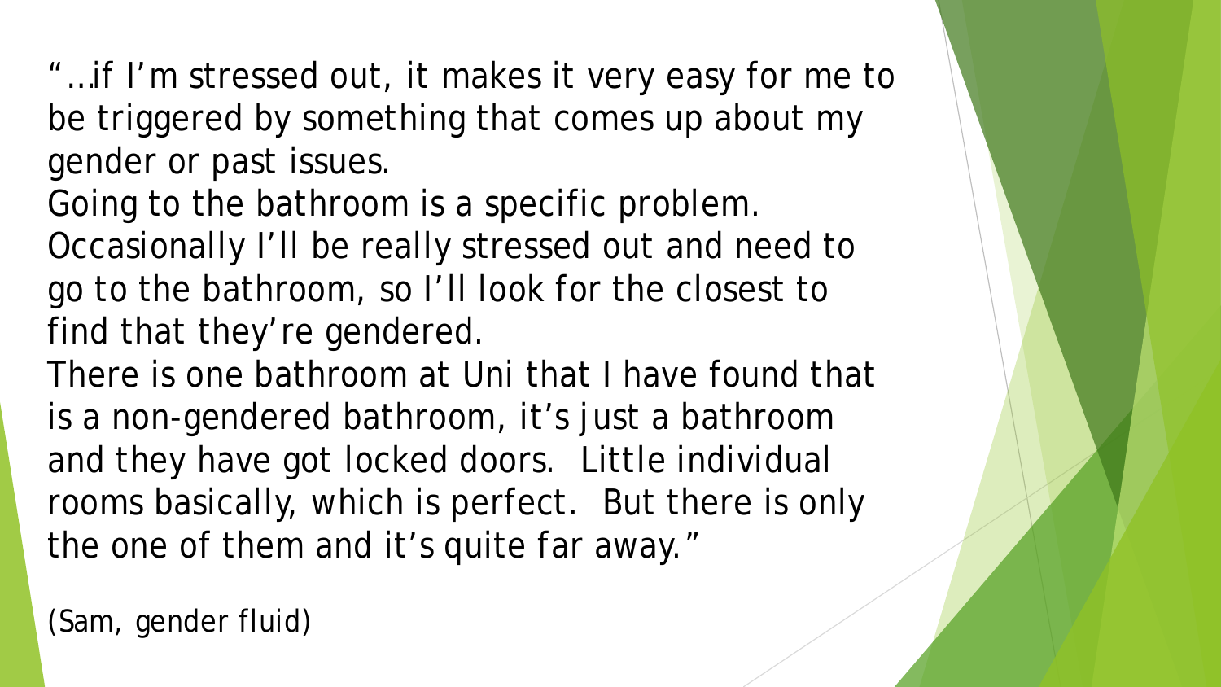"…if I'm stressed out, it makes it very easy for me to be triggered by something that comes up about my gender or past issues.
Going to the bathroom is a specific problem.
Occasionally I'll be really stressed out and need to go to the bathroom, so I'll look for the closest to find that they're gendered.
There is one bathroom at Uni that I have found that is a non-gendered bathroom, it's just a bathroom and they have got locked doors. Little individual rooms basically, which is perfect. But there is only the one of them and it's quite far away."

(Sam, gender fluid)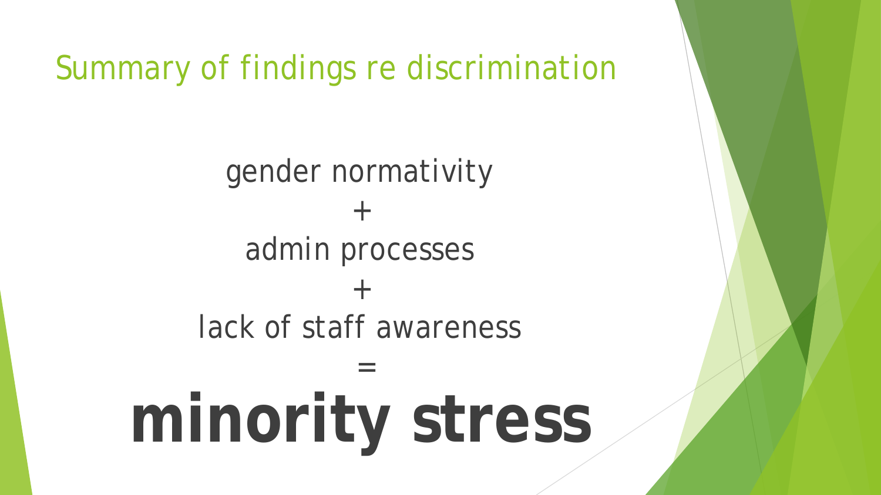# Summary of findings re discrimination

gender normativity

+

admin processes

+

lack of staff awareness

=

**minority stress**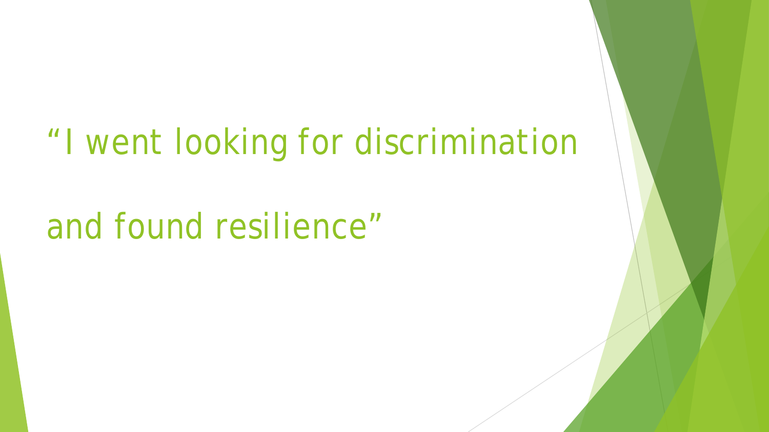# “I went looking for discrimination and found resilience”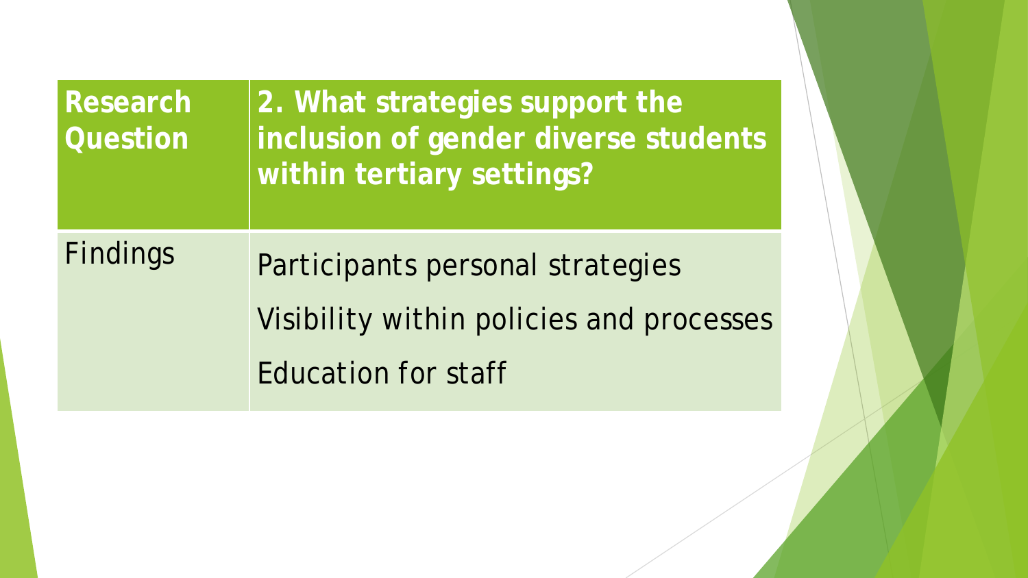| Research Question | 2. What strategies support the inclusion of gender diverse students within tertiary settings? |
| --- | --- |
| Findings | Participants personal strategies<br>Visibility within policies and processes<br>Education for staff |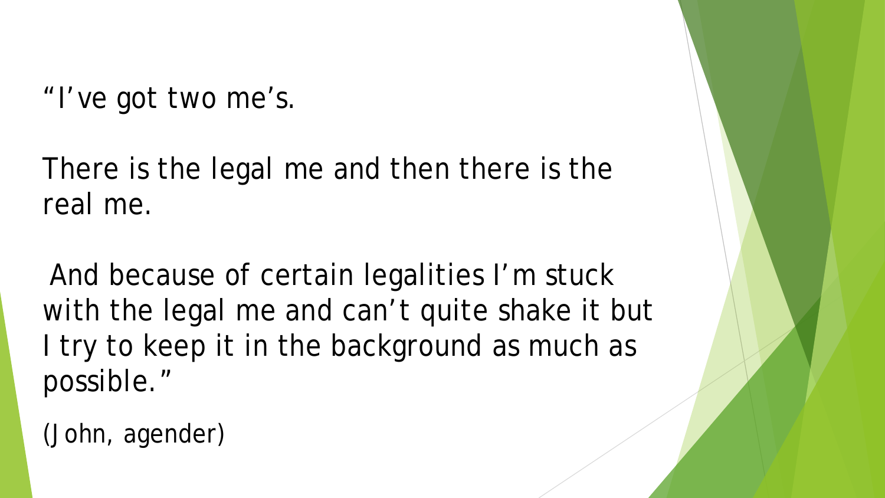"I've got two me's.

There is the legal me and then there is the real me.

And because of certain legalities I'm stuck with the legal me and can't quite shake it but I try to keep it in the background as much as possible."

(John, agender)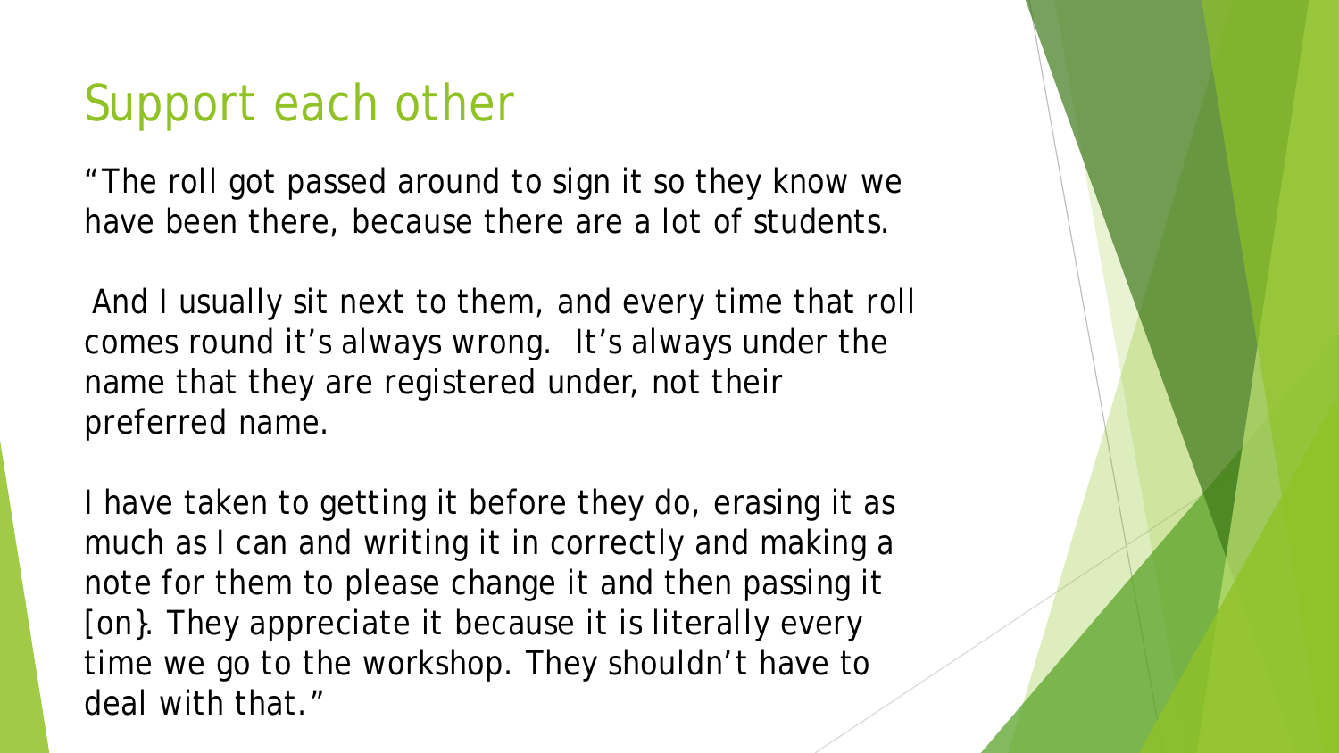# Support each other

"The roll got passed around to sign it so they know we have been there, because there are a lot of students.

And I usually sit next to them, and every time that roll comes round it's always wrong. It's always under the name that they are registered under, not their preferred name.

I have taken to getting it before they do, erasing it as much as I can and writing it in correctly and making a note for them to please change it and then passing it [on}. They appreciate it because it is literally every time we go to the workshop. They shouldn't have to deal with that."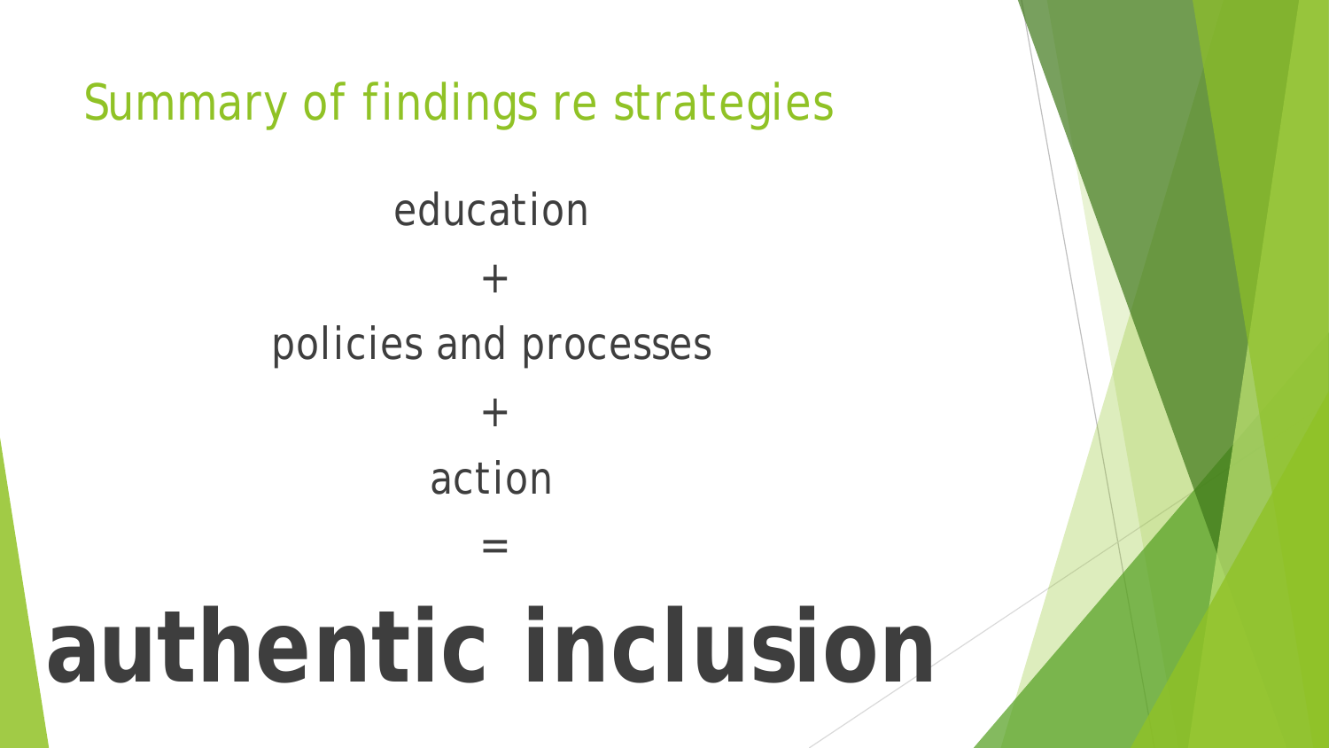# Summary of findings re strategies

education

+

policies and processes

+

action

=

**authentic inclusion**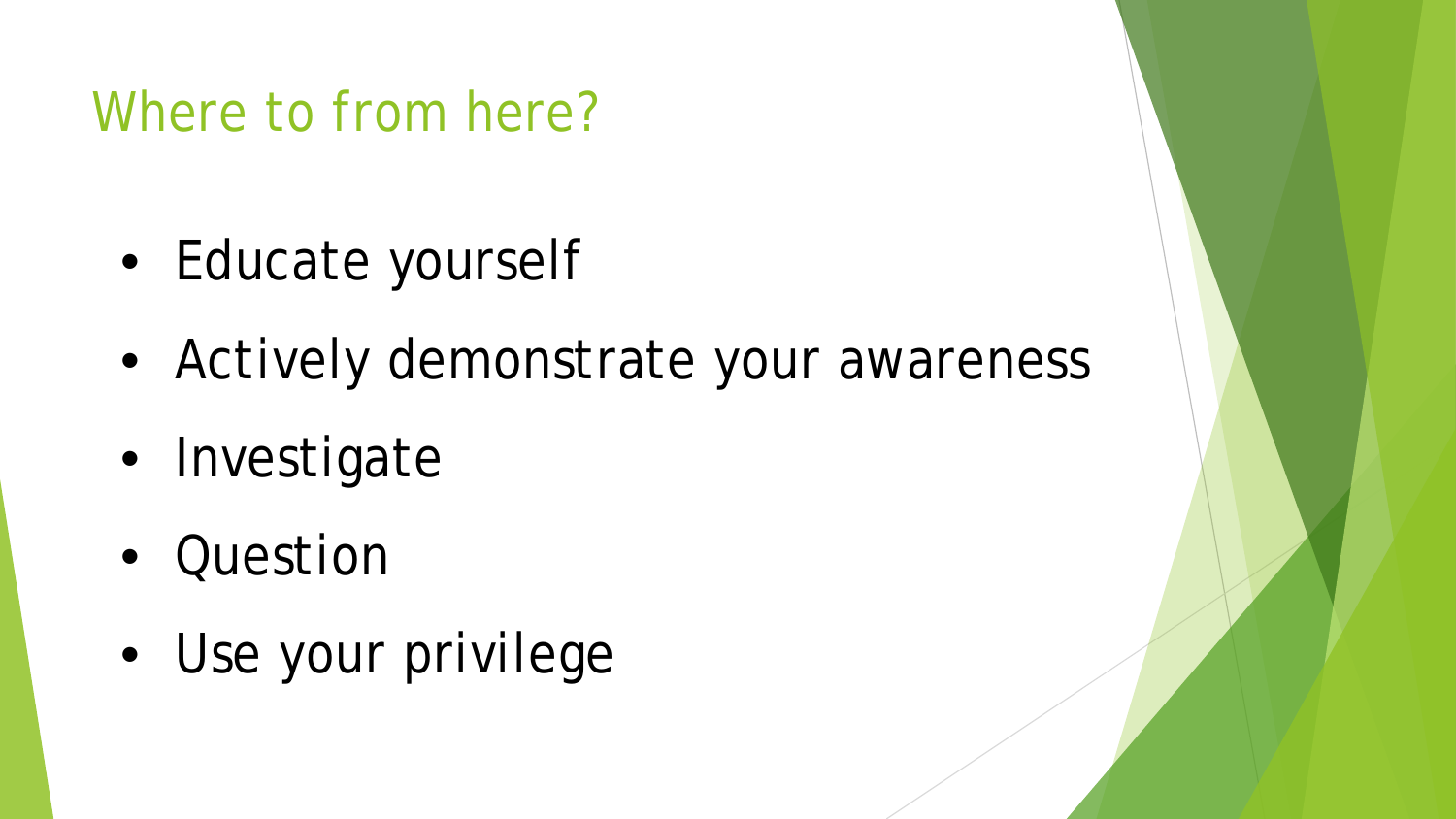# Where to from here?

- Educate yourself
- Actively demonstrate your awareness
- Investigate
- Question
- Use your privilege